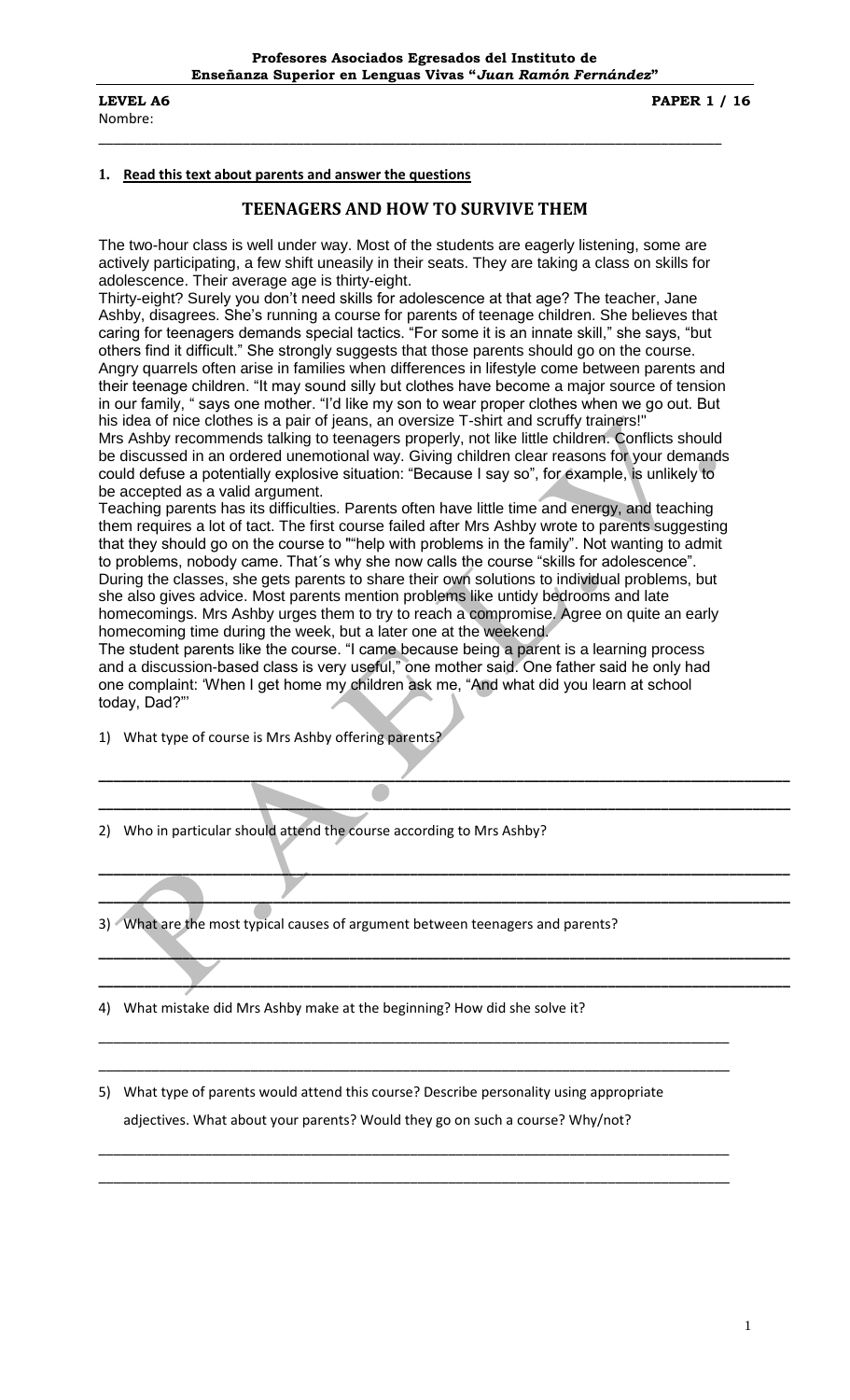**Profesores Asociados Egresados del Instituto de Enseñanza Superior en Lenguas Vivas "*Juan Ramón Fernández*"**

**LEVEL A6** **PAPER 1 / 16**

Nombre:

---

**1. Read this text about parents and answer the questions**

## TEENAGERS AND HOW TO SURVIVE THEM

The two-hour class is well under way. Most of the students are eagerly listening, some are actively participating, a few shift uneasily in their seats. They are taking a class on skills for adolescence. Their average age is thirty-eight.

Thirty-eight? Surely you don't need skills for adolescence at that age? The teacher, Jane Ashby, disagrees. She's running a course for parents of teenage children. She believes that caring for teenagers demands special tactics. "For some it is an innate skill," she says, "but others find it difficult." She strongly suggests that those parents should go on the course.

Angry quarrels often arise in families when differences in lifestyle come between parents and their teenage children. "It may sound silly but clothes have become a major source of tension in our family, " says one mother. "I'd like my son to wear proper clothes when we go out. But his idea of nice clothes is a pair of jeans, an oversize T-shirt and scruffy trainers!"

Mrs Ashby recommends talking to teenagers properly, not like little children. Conflicts should be discussed in an ordered unemotional way. Giving children clear reasons for your demands could defuse a potentially explosive situation: "Because I say so", for example, is unlikely to be accepted as a valid argument.

Teaching parents has its difficulties. Parents often have little time and energy, and teaching them requires a lot of tact. The first course failed after Mrs Ashby wrote to parents suggesting that they should go on the course to ""help with problems in the family". Not wanting to admit to problems, nobody came. That´s why she now calls the course "skills for adolescence".

During the classes, she gets parents to share their own solutions to individual problems, but she also gives advice. Most parents mention problems like untidy bedrooms and late homecomings. Mrs Ashby urges them to try to reach a compromise. Agree on quite an early homecoming time during the week, but a later one at the weekend.

The student parents like the course. "I came because being a parent is a learning process and a discussion-based class is very useful," one mother said. One father said he only had one complaint: 'When I get home my children ask me, "And what did you learn at school today, Dad?"'

1) What type of course is Mrs Ashby offering parents?

______________________________________________________________________________

______________________________________________________________________________

2) Who in particular should attend the course according to Mrs Ashby?

______________________________________________________________________________

______________________________________________________________________________

3) What are the most typical causes of argument between teenagers and parents?

______________________________________________________________________________

______________________________________________________________________________

4) What mistake did Mrs Ashby make at the beginning? How did she solve it?

______________________________________________________________________________

______________________________________________________________________________

5) What type of parents would attend this course? Describe personality using appropriate adjectives. What about your parents? Would they go on such a course? Why/not?

______________________________________________________________________________

______________________________________________________________________________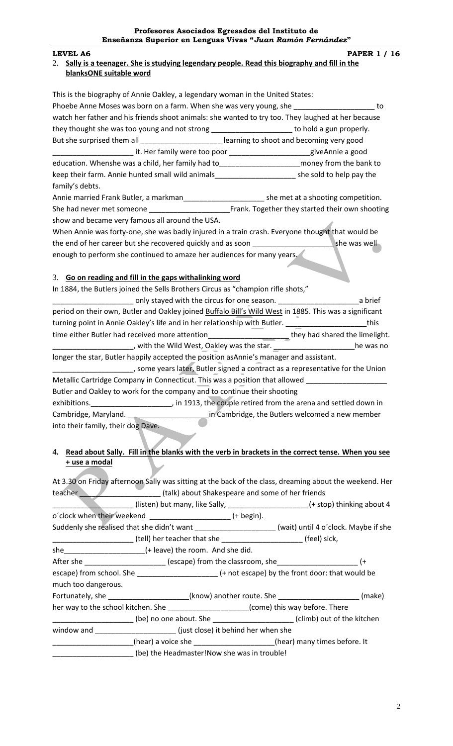**LEVEL A6** **PAPER 1 / 16**

2. **Sally is a teenager. She is studying legendary people. Read this biography and fill in the blanksONE suitable word**

This is the biography of Annie Oakley, a legendary woman in the United States:
Phoebe Anne Moses was born on a farm. When she was very young, she ____________________ to watch her father and his friends shoot animals: she wanted to try too. They laughed at her because they thought she was too young and not strong ____________________ to hold a gun properly. But she surprised them all ____________________ learning to shoot and becoming very good ____________________ it. Her family were too poor ____________________giveAnnie a good education. Whenshe was a child, her family had to____________________money from the bank to keep their farm. Annie hunted small wild animals____________________ she sold to help pay the family's debts.
Annie married Frank Butler, a markman____________________ she met at a shooting competition. She had never met someone ____________________Frank. Together they started their own shooting show and became very famous all around the USA.
When Annie was forty-one, she was badly injured in a train crash. Everyone thought that would be the end of her career but she recovered quickly and as soon ____________________ she was well enough to perform she continued to amaze her audiences for many years.

3. **Go on reading and fill in the gaps withalinking word**

In 1884, the Butlers joined the Sells Brothers Circus as "champion rifle shots," ____________________ only stayed with the circus for one season. ____________________a brief period on their own, Butler and Oakley joined Buffalo Bill's Wild West in 1885. This was a significant turning point in Annie Oakley's life and in her relationship with Butler. ____________________this time either Butler had received more attention____________________ they had shared the limelight. ____________________, with the Wild West, Oakley was the star. ____________________he was no longer the star, Butler happily accepted the position asAnnie's manager and assistant.
____________________, some years later, Butler signed a contract as a representative for the Union Metallic Cartridge Company in Connecticut. This was a position that allowed ____________________ Butler and Oakley to work for the company and to continue their shooting exhibitions.____________________, in 1913, the couple retired from the arena and settled down in Cambridge, Maryland. ____________________in Cambridge, the Butlers welcomed a new member into their family, their dog Dave.

4. **Read about Sally. Fill in the blanks with the verb in brackets in the correct tense. When you see + use a modal**

At 3.30 on Friday afternoon Sally was sitting at the back of the class, dreaming about the weekend. Her teacher ____________________ (talk) about Shakespeare and some of her friends ____________________ (listen) but many, like Sally, ____________________(+ stop) thinking about 4 o´clock when their weekend ____________________ (+ begin).
Suddenly she realised that she didn't want ____________________ (wait) until 4 o´clock. Maybe if she ____________________ (tell) her teacher that she ____________________ (feel) sick, she____________________(+ leave) the room. And she did.
After she ____________________ (escape) from the classroom, she____________________ (+ escape) from school. She ____________________ (+ not escape) by the front door: that would be much too dangerous.
Fortunately, she ____________________(know) another route. She ____________________ (make) her way to the school kitchen. She ____________________(come) this way before. There ____________________ (be) no one about. She ____________________ (climb) out of the kitchen window and ____________________ (just close) it behind her when she ____________________(hear) a voice she ____________________(hear) many times before. It ____________________ (be) the Headmaster!Now she was in trouble!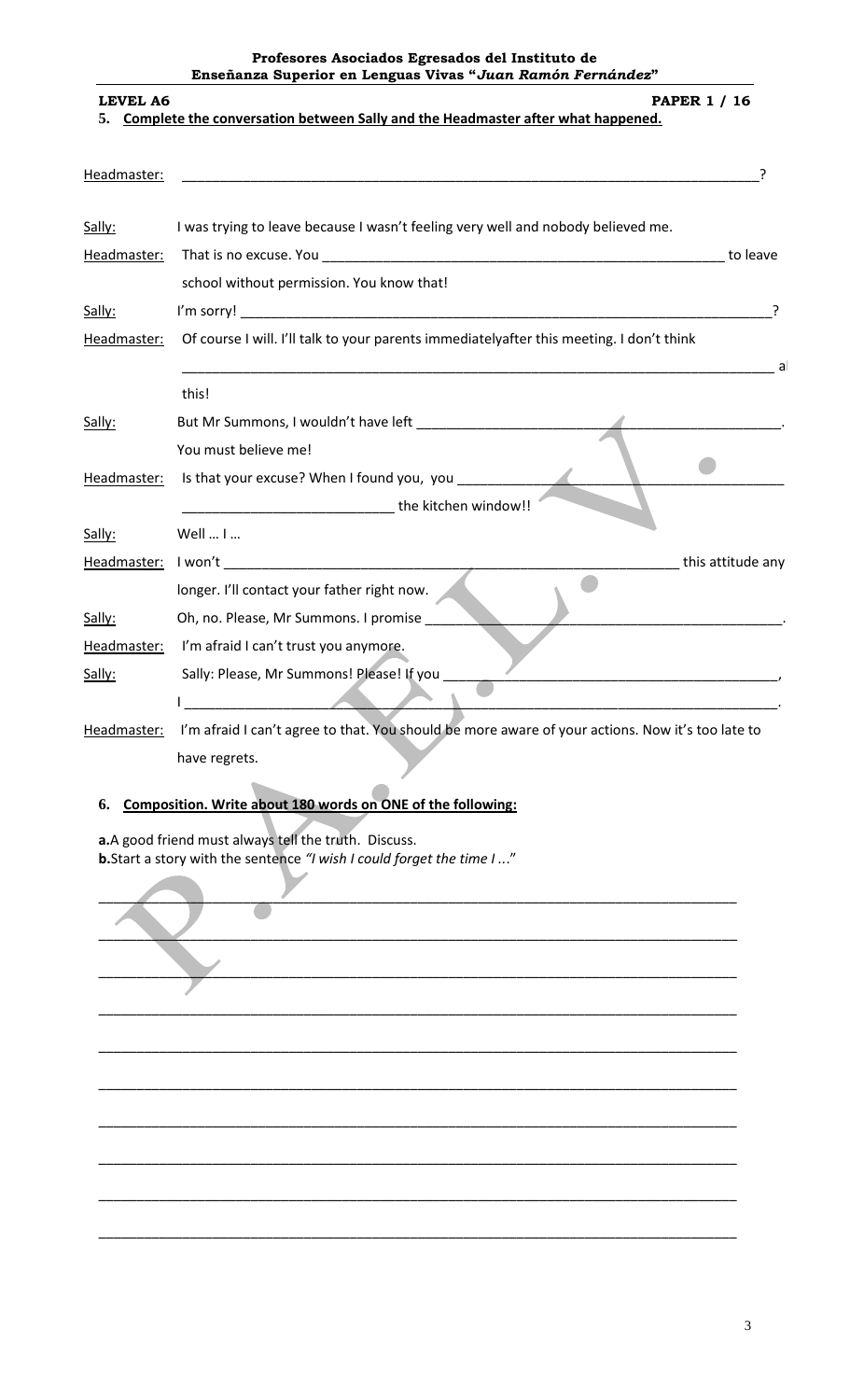**LEVEL A6** **PAPER 1 / 16**

**5. Complete the conversation between Sally and the Headmaster after what happened.**

Headmaster: ______________________________________________________________________________?

Sally: I was trying to leave because I wasn't feeling very well and nobody believed me.

Headmaster: That is no excuse. You ______________________________________________________ to leave school without permission. You know that!

Sally: I'm sorry! ______________________________________________________________________?

Headmaster: Of course I will. I'll talk to your parents immediatelyafter this meeting. I don't think ______________________________________________________________________________ a this!

Sally: But Mr Summons, I wouldn't have left ______________________________________________. You must believe me!

Headmaster: Is that your excuse? When I found you, you ______________________________________ ____________________________ the kitchen window!!

Sally: Well … I …

Headmaster: I won't ____________________________________________________________ this attitude any longer. I'll contact your father right now.

Sally: Oh, no. Please, Mr Summons. I promise ______________________________________________.

Headmaster: I'm afraid I can't trust you anymore.

Sally: Sally: Please, Mr Summons! Please! If you ________________________________________, I ______________________________________________________________________________.

Headmaster: I'm afraid I can't agree to that. You should be more aware of your actions. Now it's too late to have regrets.

**6. Composition. Write about 180 words on ONE of the following:**

**a.** A good friend must always tell the truth. Discuss.
**b.** Start a story with the sentence *"I wish I could forget the time I ..."*

______________________________________________________________________________

______________________________________________________________________________

______________________________________________________________________________

______________________________________________________________________________

______________________________________________________________________________

______________________________________________________________________________

______________________________________________________________________________

______________________________________________________________________________

______________________________________________________________________________

______________________________________________________________________________